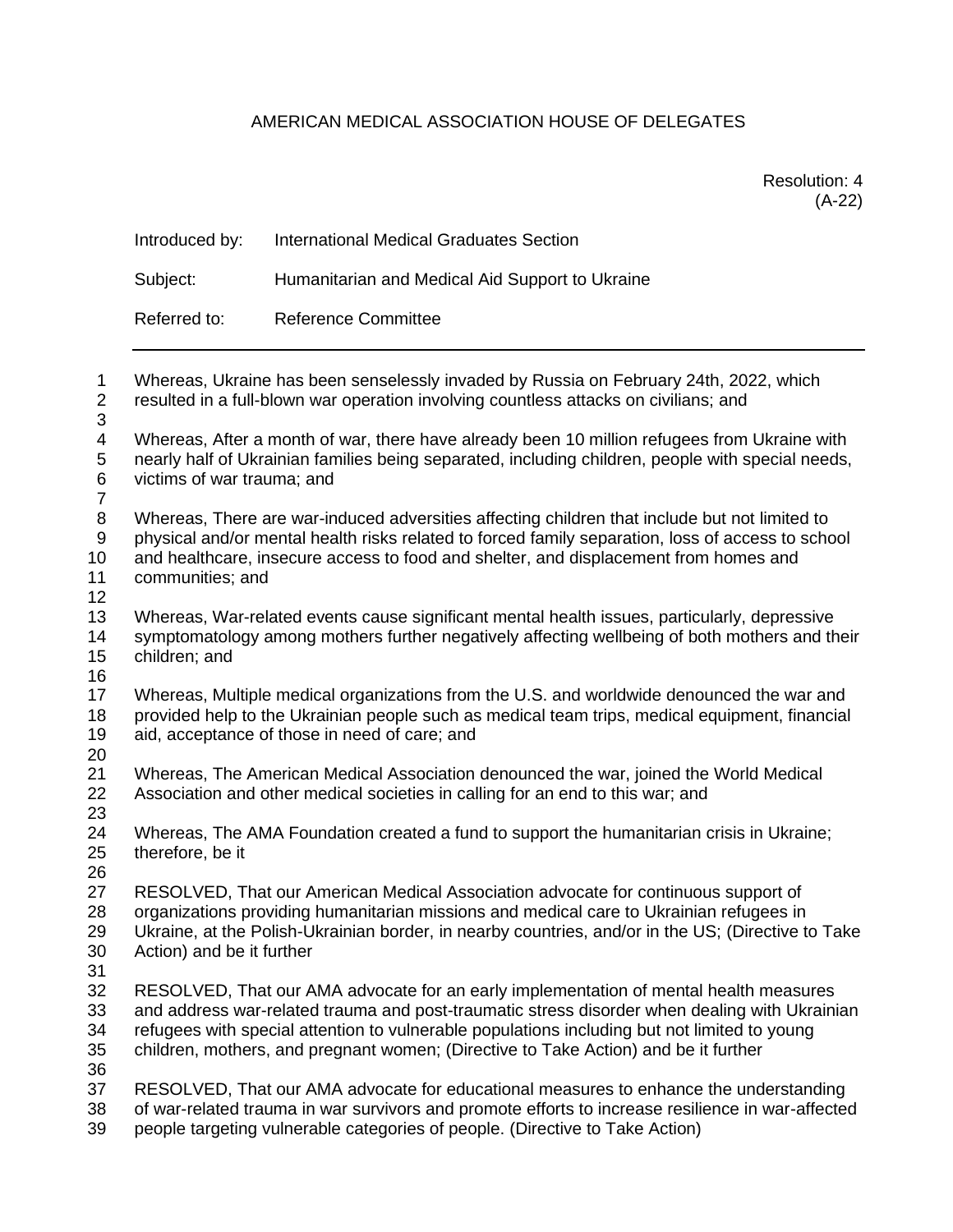AMERICAN MEDICAL ASSOCIATION HOUSE OF DELEGATES

Resolution: 4
(A-22)

Introduced by: International Medical Graduates Section

Subject: Humanitarian and Medical Aid Support to Ukraine

Referred to: Reference Committee

---

Whereas, Ukraine has been senselessly invaded by Russia on February 24th, 2022, which resulted in a full-blown war operation involving countless attacks on civilians; and

Whereas, After a month of war, there have already been 10 million refugees from Ukraine with nearly half of Ukrainian families being separated, including children, people with special needs, victims of war trauma; and

Whereas, There are war-induced adversities affecting children that include but not limited to physical and/or mental health risks related to forced family separation, loss of access to school and healthcare, insecure access to food and shelter, and displacement from homes and communities; and

Whereas, War-related events cause significant mental health issues, particularly, depressive symptomatology among mothers further negatively affecting wellbeing of both mothers and their children; and

Whereas, Multiple medical organizations from the U.S. and worldwide denounced the war and provided help to the Ukrainian people such as medical team trips, medical equipment, financial aid, acceptance of those in need of care; and

Whereas, The American Medical Association denounced the war, joined the World Medical Association and other medical societies in calling for an end to this war; and

Whereas, The AMA Foundation created a fund to support the humanitarian crisis in Ukraine; therefore, be it

RESOLVED, That our American Medical Association advocate for continuous support of organizations providing humanitarian missions and medical care to Ukrainian refugees in Ukraine, at the Polish-Ukrainian border, in nearby countries, and/or in the US; (Directive to Take Action) and be it further

RESOLVED, That our AMA advocate for an early implementation of mental health measures and address war-related trauma and post-traumatic stress disorder when dealing with Ukrainian refugees with special attention to vulnerable populations including but not limited to young children, mothers, and pregnant women; (Directive to Take Action) and be it further

RESOLVED, That our AMA advocate for educational measures to enhance the understanding of war-related trauma in war survivors and promote efforts to increase resilience in war-affected people targeting vulnerable categories of people. (Directive to Take Action)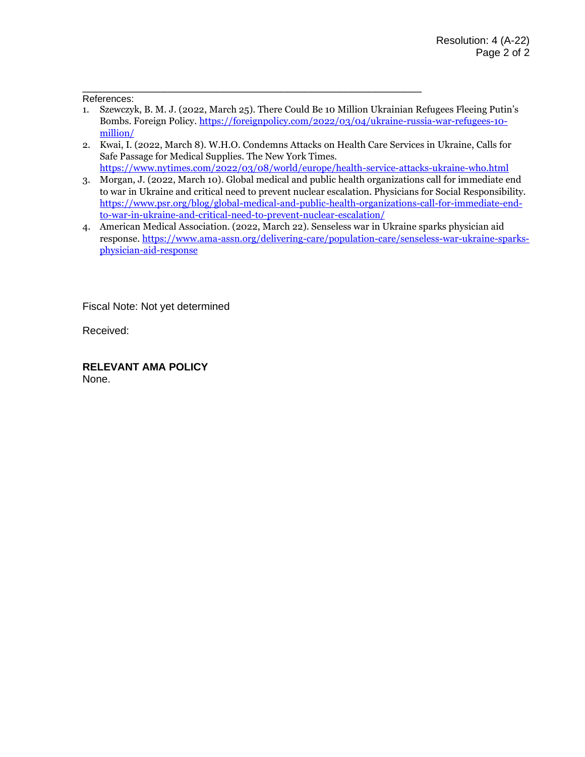References:

1. Szewczyk, B. M. J. (2022, March 25). There Could Be 10 Million Ukrainian Refugees Fleeing Putin's Bombs. Foreign Policy. https://foreignpolicy.com/2022/03/04/ukraine-russia-war-refugees-10-million/
2. Kwai, I. (2022, March 8). W.H.O. Condemns Attacks on Health Care Services in Ukraine, Calls for Safe Passage for Medical Supplies. The New York Times. https://www.nytimes.com/2022/03/08/world/europe/health-service-attacks-ukraine-who.html
3. Morgan, J. (2022, March 10). Global medical and public health organizations call for immediate end to war in Ukraine and critical need to prevent nuclear escalation. Physicians for Social Responsibility. https://www.psr.org/blog/global-medical-and-public-health-organizations-call-for-immediate-end-to-war-in-ukraine-and-critical-need-to-prevent-nuclear-escalation/
4. American Medical Association. (2022, March 22). Senseless war in Ukraine sparks physician aid response. https://www.ama-assn.org/delivering-care/population-care/senseless-war-ukraine-sparks-physician-aid-response

Fiscal Note: Not yet determined

Received:

**RELEVANT AMA POLICY**

None.